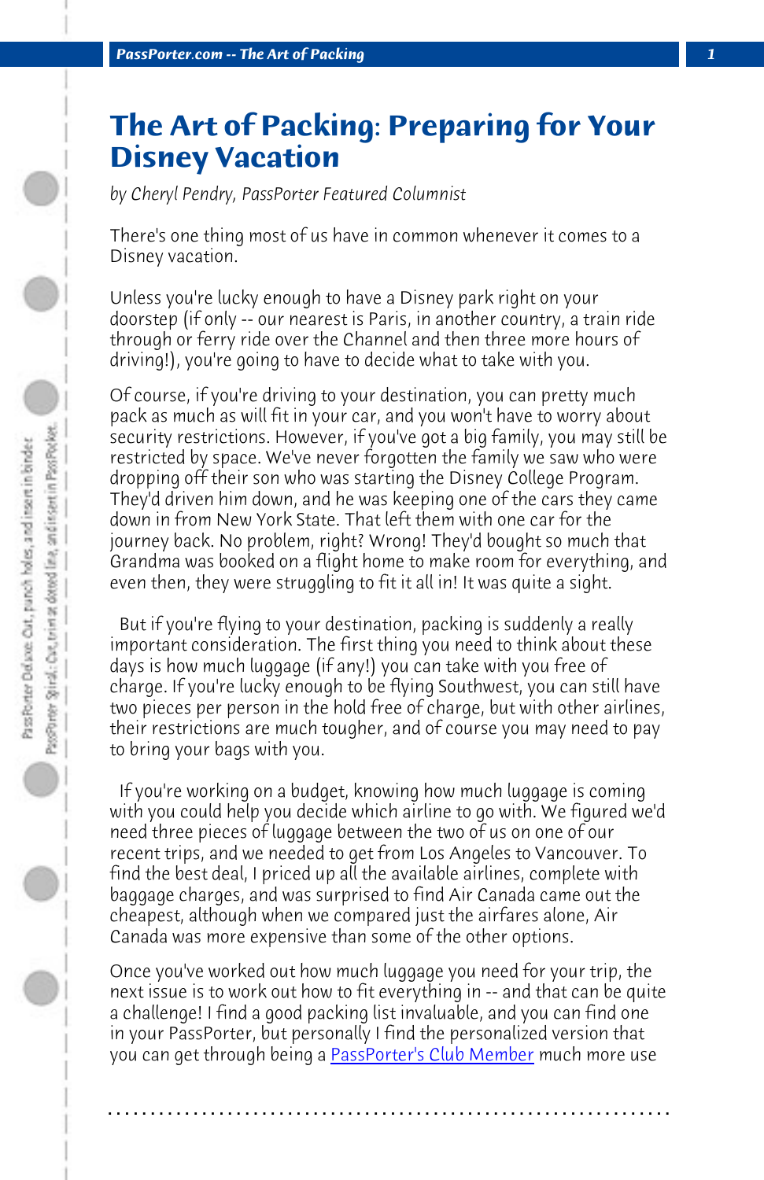# The Art of Packing: Preparing for Your Disney Vacation

*by Cheryl Pendry, PassPorter Featured Columnist*

There's one thing most of us have in common whenever it comes to a Disney vacation.

Unless you're lucky enough to have a Disney park right on your doorstep (if only -- our nearest is Paris, in another country, a train ride through or ferry ride over the Channel and then three more hours of driving!), you're going to have to decide what to take with you.

Of course, if you're driving to your destination, you can pretty much pack as much as will fit in your car, and you won't have to worry about security restrictions. However, if you've got a big family, you may still be restricted by space. We've never forgotten the family we saw who were dropping off their son who was starting the Disney College Program. They'd driven him down, and he was keeping one of the cars they came down in from New York State. That left them with one car for the journey back. No problem, right? Wrong! They'd bought so much that Grandma was booked on a flight home to make room for everything, and even then, they were struggling to fit it all in! It was quite a sight.

But if you're flying to your destination, packing is suddenly a really important consideration. The first thing you need to think about these days is how much luggage (if any!) you can take with you free of charge. If you're lucky enough to be flying Southwest, you can still have two pieces per person in the hold free of charge, but with other airlines, their restrictions are much tougher, and of course you may need to pay to bring your bags with you.

If you're working on a budget, knowing how much luggage is coming with you could help you decide which airline to go with. We figured we'd need three pieces of luggage between the two of us on one of our recent trips, and we needed to get from Los Angeles to Vancouver. To find the best deal, I priced up all the available airlines, complete with baggage charges, and was surprised to find Air Canada came out the cheapest, although when we compared just the airfares alone, Air Canada was more expensive than some of the other options.

Once you've worked out how much luggage you need for your trip, the next issue is to work out how to fit everything in -- and that can be quite a challenge! I find a good packing list invaluable, and you can find one in your PassPorter, but personally I find the personalized version that you can get through being a PassPorter's Club Member much more use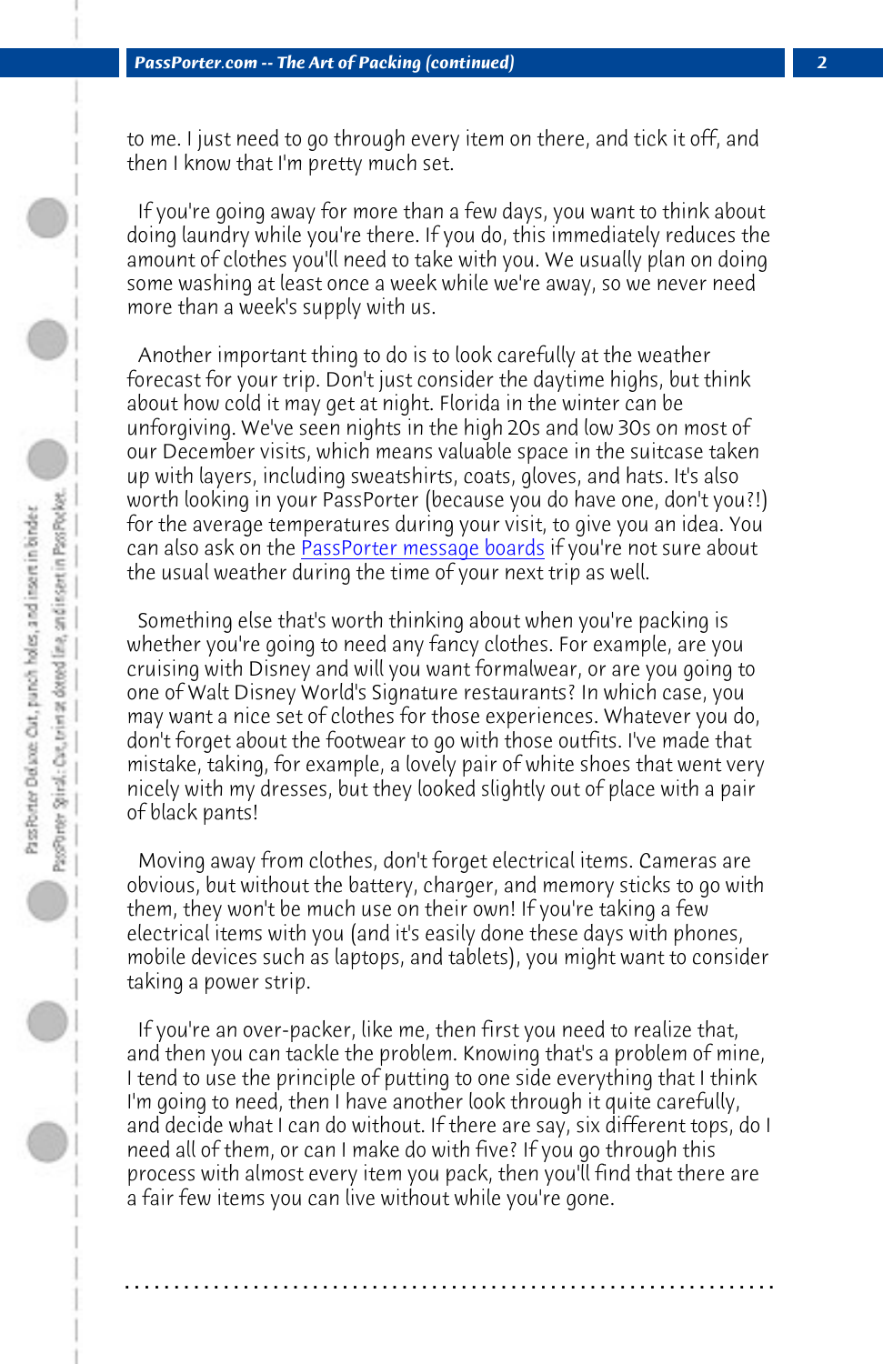to me. I just need to go through every item on there, and tick it off, and then I know that I'm pretty much set.

If you're going away for more than a few days, you want to think about doing laundry while you're there. If you do, this immediately reduces the amount of clothes you'll need to take with you. We usually plan on doing some washing at least once a week while we're away, so we never need more than a week's supply with us.

Another important thing to do is to look carefully at the weather forecast for your trip. Don't just consider the daytime highs, but think about how cold it may get at night. Florida in the winter can be unforgiving. We've seen nights in the high 20s and low 30s on most of our December visits, which means valuable space in the suitcase taken up with layers, including sweatshirts, coats, gloves, and hats. It's also worth looking in your PassPorter (because you do have one, don't you?!) for the average temperatures during your visit, to give you an idea. You can also ask on the PassPorter message boards if you're not sure about the usual weather during the time of your next trip as well.

Something else that's worth thinking about when you're packing is whether you're going to need any fancy clothes. For example, are you cruising with Disney and will you want formalwear, or are you going to one of Walt Disney World's Signature restaurants? In which case, you may want a nice set of clothes for those experiences. Whatever you do, don't forget about the footwear to go with those outfits. I've made that mistake, taking, for example, a lovely pair of white shoes that went very nicely with my dresses, but they looked slightly out of place with a pair of black pants!

Moving away from clothes, don't forget electrical items. Cameras are obvious, but without the battery, charger, and memory sticks to go with them, they won't be much use on their own! If you're taking a few electrical items with you (and it's easily done these days with phones, mobile devices such as laptops, and tablets), you might want to consider taking a power strip.

If you're an over-packer, like me, then first you need to realize that, and then you can tackle the problem. Knowing that's a problem of mine, I tend to use the principle of putting to one side everything that I think I'm going to need, then I have another look through it quite carefully, and decide what I can do without. If there are say, six different tops, do I need all of them, or can I make do with five? If you go through this process with almost every item you pack, then you'll find that there are a fair few items you can live without while you're gone.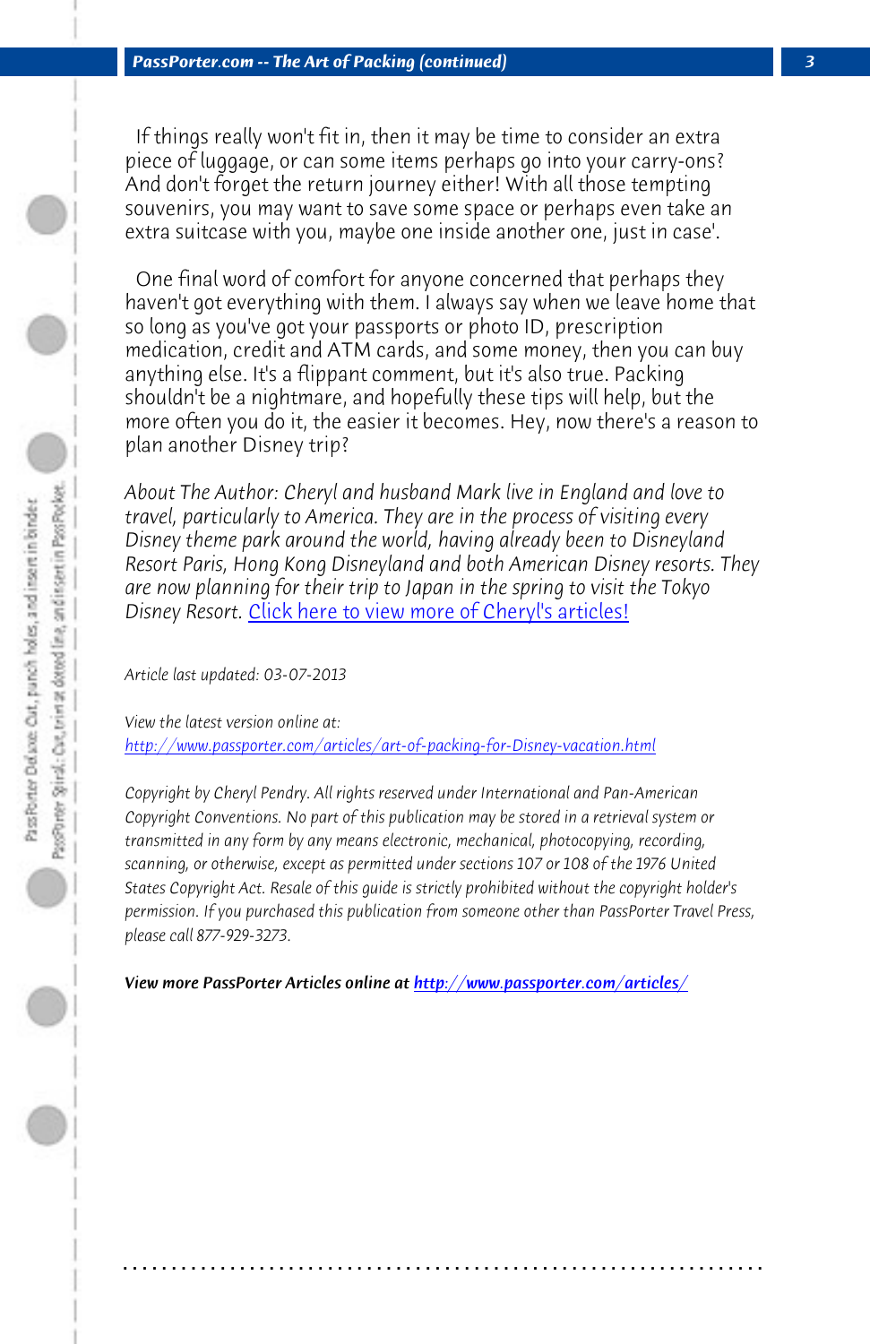If things really won't fit in, then it may be time to consider an extra piece of luggage, or can some items perhaps go into your carry-ons? And don't forget the return journey either! With all those tempting souvenirs, you may want to save some space or perhaps even take an extra suitcase with you, maybe one inside another one, just in case'.

One final word of comfort for anyone concerned that perhaps they haven't got everything with them. I always say when we leave home that so long as you've got your passports or photo ID, prescription medication, credit and ATM cards, and some money, then you can buy anything else. It's a flippant comment, but it's also true. Packing shouldn't be a nightmare, and hopefully these tips will help, but the more often you do it, the easier it becomes. Hey, now there's a reason to plan another Disney trip?

*About The Author: Cheryl and husband Mark live in England and love to travel, particularly to America. They are in the process of visiting every Disney theme park around the world, having already been to Disneyland Resort Paris, Hong Kong Disneyland and both American Disney resorts. They are now planning for their trip to Japan in the spring to visit the Tokyo Disney Resort.* [Click here to view more of Cheryl's articles!]

*Article last updated: 03-07-2013*

*View the latest version online at:*
*http://www.passporter.com/articles/art-of-packing-for-Disney-vacation.html*

*Copyright by Cheryl Pendry. All rights reserved under International and Pan-American Copyright Conventions. No part of this publication may be stored in a retrieval system or transmitted in any form by any means electronic, mechanical, photocopying, recording, scanning, or otherwise, except as permitted under sections 107 or 108 of the 1976 United States Copyright Act. Resale of this guide is strictly prohibited without the copyright holder's permission. If you purchased this publication from someone other than PassPorter Travel Press, please call 877-929-3273.*

***View more PassPorter Articles online at http://www.passporter.com/articles/***